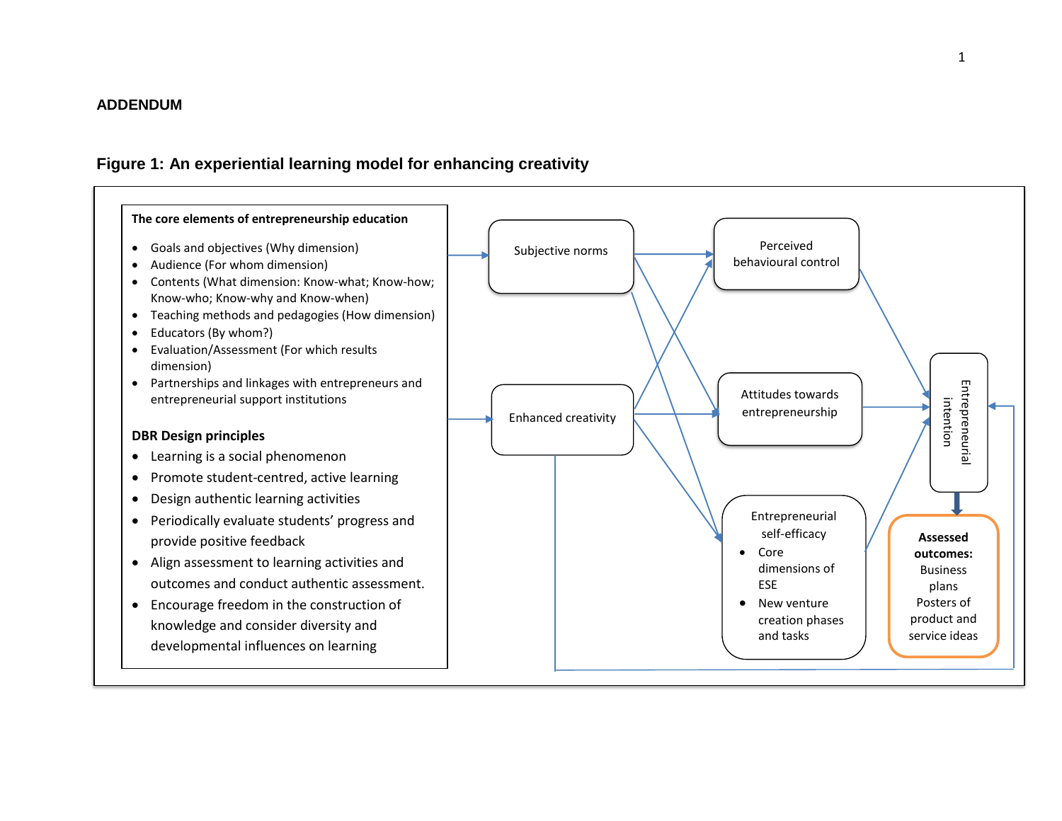## ADDENDUM

### Figure 1: An experiential learning model for enhancing creativity

**The core elements of entrepreneurship education**

- Goals and objectives (Why dimension)
- Audience (For whom dimension)
- Contents (What dimension: Know-what; Know-how; Know-who; Know-why and Know-when)
- Teaching methods and pedagogies (How dimension)
- Educators (By whom?)
- Evaluation/Assessment (For which results dimension)
- Partnerships and linkages with entrepreneurs and entrepreneurial support institutions

**DBR Design principles**

- Learning is a social phenomenon
- Promote student-centred, active learning
- Design authentic learning activities
- Periodically evaluate students' progress and provide positive feedback
- Align assessment to learning activities and outcomes and conduct authentic assessment.
- Encourage freedom in the construction of knowledge and consider diversity and developmental influences on learning

Subjective norms

Enhanced creativity

Perceived behavioural control

Attitudes towards entrepreneurship

Entrepreneurial self-efficacy

- Core dimensions of ESE
- New venture creation phases and tasks

Entrepreneurial intention

**Assessed outcomes:** Business plans Posters of product and service ideas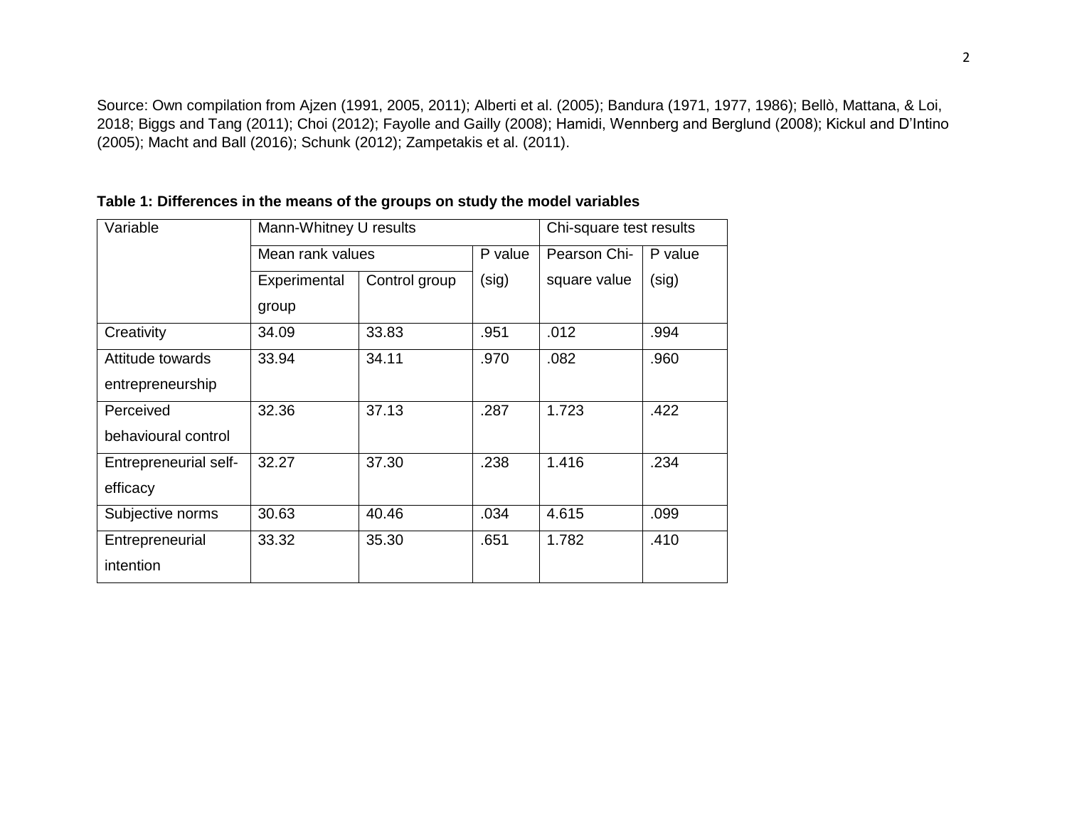Source: Own compilation from Ajzen (1991, 2005, 2011); Alberti et al. (2005); Bandura (1971, 1977, 1986); Bellò, Mattana, & Loi, 2018; Biggs and Tang (2011); Choi (2012); Fayolle and Gailly (2008); Hamidi, Wennberg and Berglund (2008); Kickul and D'Intino (2005); Macht and Ball (2016); Schunk (2012); Zampetakis et al. (2011).

**Table 1: Differences in the means of the groups on study the model variables**

| Variable | Mann-Whitney U results | | | Chi-square test results | |
|---|---|---|---|---|---|
| | Mean rank values | | P value (sig) | Pearson Chi-square value | P value (sig) |
| | Experimental group | Control group | | | |
| Creativity | 34.09 | 33.83 | .951 | .012 | .994 |
| Attitude towards entrepreneurship | 33.94 | 34.11 | .970 | .082 | .960 |
| Perceived behavioural control | 32.36 | 37.13 | .287 | 1.723 | .422 |
| Entrepreneurial self-efficacy | 32.27 | 37.30 | .238 | 1.416 | .234 |
| Subjective norms | 30.63 | 40.46 | .034 | 4.615 | .099 |
| Entrepreneurial intention | 33.32 | 35.30 | .651 | 1.782 | .410 |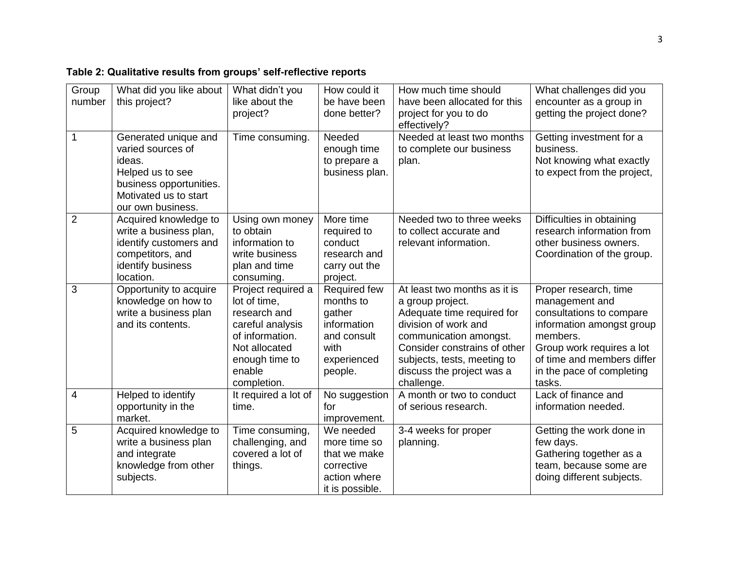**Table 2: Qualitative results from groups' self-reflective reports**

| Group number | What did you like about this project? | What didn't you like about the project? | How could it be have been done better? | How much time should have been allocated for this project for you to do effectively? | What challenges did you encounter as a group in getting the project done? |
|---|---|---|---|---|---|
| 1 | Generated unique and varied sources of ideas. Helped us to see business opportunities. Motivated us to start our own business. | Time consuming. | Needed enough time to prepare a business plan. | Needed at least two months to complete our business plan. | Getting investment for a business. Not knowing what exactly to expect from the project, |
| 2 | Acquired knowledge to write a business plan, identify customers and competitors, and identify business location. | Using own money to obtain information to write business plan and time consuming. | More time required to conduct research and carry out the project. | Needed two to three weeks to collect accurate and relevant information. | Difficulties in obtaining research information from other business owners. Coordination of the group. |
| 3 | Opportunity to acquire knowledge on how to write a business plan and its contents. | Project required a lot of time, research and careful analysis of information. Not allocated enough time to enable completion. | Required few months to gather information and consult with experienced people. | At least two months as it is a group project. Adequate time required for division of work and communication amongst. Consider constrains of other subjects, tests, meeting to discuss the project was a challenge. | Proper research, time management and consultations to compare information amongst group members. Group work requires a lot of time and members differ in the pace of completing tasks. |
| 4 | Helped to identify opportunity in the market. | It required a lot of time. | No suggestion for improvement. | A month or two to conduct of serious research. | Lack of finance and information needed. |
| 5 | Acquired knowledge to write a business plan and integrate knowledge from other subjects. | Time consuming, challenging, and covered a lot of things. | We needed more time so that we make corrective action where it is possible. | 3-4 weeks for proper planning. | Getting the work done in few days. Gathering together as a team, because some are doing different subjects. |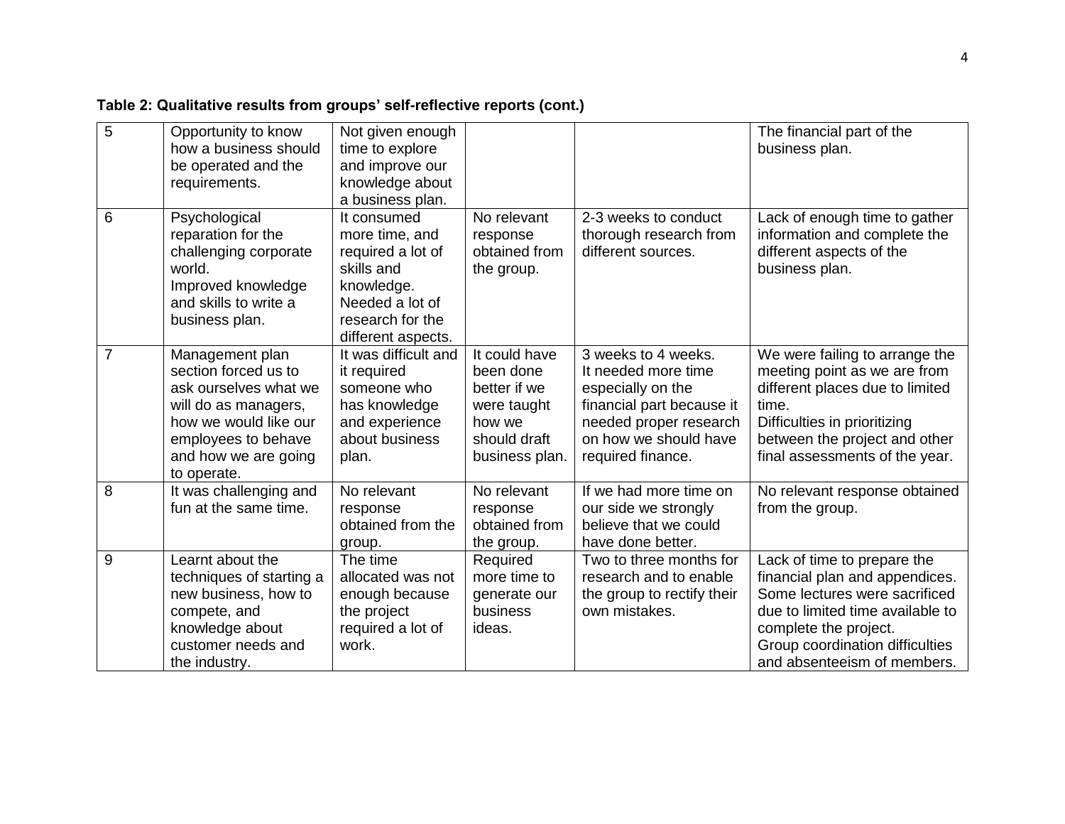**Table 2: Qualitative results from groups' self-reflective reports (cont.)**

| | | | | | |
|---|---|---|---|---|---|
| 5 | Opportunity to know how a business should be operated and the requirements. | Not given enough time to explore and improve our knowledge about a business plan. | | | The financial part of the business plan. |
| 6 | Psychological reparation for the challenging corporate world.<br>Improved knowledge and skills to write a business plan. | It consumed more time, and required a lot of skills and knowledge.<br>Needed a lot of research for the different aspects. | No relevant response obtained from the group. | 2-3 weeks to conduct thorough research from different sources. | Lack of enough time to gather information and complete the different aspects of the business plan. |
| 7 | Management plan section forced us to ask ourselves what we will do as managers, how we would like our employees to behave and how we are going to operate. | It was difficult and it required someone who has knowledge and experience about business plan. | It could have been done better if we were taught how we should draft business plan. | 3 weeks to 4 weeks.<br>It needed more time especially on the financial part because it needed proper research on how we should have required finance. | We were failing to arrange the meeting point as we are from different places due to limited time.<br>Difficulties in prioritizing between the project and other final assessments of the year. |
| 8 | It was challenging and fun at the same time. | No relevant response obtained from the group. | No relevant response obtained from the group. | If we had more time on our side we strongly believe that we could have done better. | No relevant response obtained from the group. |
| 9 | Learnt about the techniques of starting a new business, how to compete, and knowledge about customer needs and the industry. | The time allocated was not enough because the project required a lot of work. | Required more time to generate our business ideas. | Two to three months for research and to enable the group to rectify their own mistakes. | Lack of time to prepare the financial plan and appendices.<br>Some lectures were sacrificed due to limited time available to complete the project.<br>Group coordination difficulties and absenteeism of members. |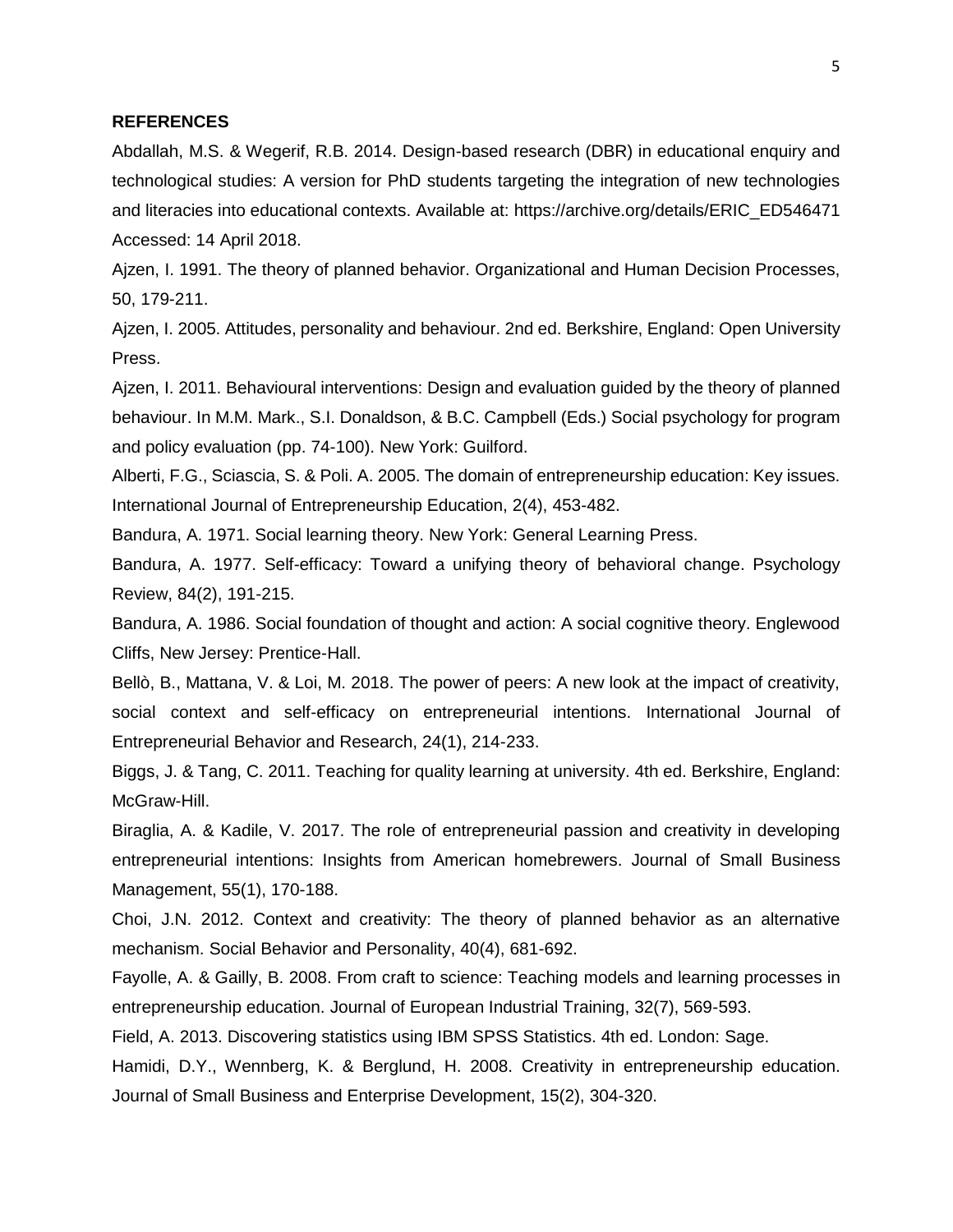**REFERENCES**

Abdallah, M.S. & Wegerif, R.B. 2014. Design-based research (DBR) in educational enquiry and technological studies: A version for PhD students targeting the integration of new technologies and literacies into educational contexts. Available at: https://archive.org/details/ERIC_ED546471 Accessed: 14 April 2018.

Ajzen, I. 1991. The theory of planned behavior. Organizational and Human Decision Processes, 50, 179-211.

Ajzen, I. 2005. Attitudes, personality and behaviour. 2nd ed. Berkshire, England: Open University Press.

Ajzen, I. 2011. Behavioural interventions: Design and evaluation guided by the theory of planned behaviour. In M.M. Mark., S.I. Donaldson, & B.C. Campbell (Eds.) Social psychology for program and policy evaluation (pp. 74-100). New York: Guilford.

Alberti, F.G., Sciascia, S. & Poli. A. 2005. The domain of entrepreneurship education: Key issues. International Journal of Entrepreneurship Education, 2(4), 453-482.

Bandura, A. 1971. Social learning theory. New York: General Learning Press.

Bandura, A. 1977. Self-efficacy: Toward a unifying theory of behavioral change. Psychology Review, 84(2), 191-215.

Bandura, A. 1986. Social foundation of thought and action: A social cognitive theory. Englewood Cliffs, New Jersey: Prentice-Hall.

Bellò, B., Mattana, V. & Loi, M. 2018. The power of peers: A new look at the impact of creativity, social context and self-efficacy on entrepreneurial intentions. International Journal of Entrepreneurial Behavior and Research, 24(1), 214-233.

Biggs, J. & Tang, C. 2011. Teaching for quality learning at university. 4th ed. Berkshire, England: McGraw-Hill.

Biraglia, A. & Kadile, V. 2017. The role of entrepreneurial passion and creativity in developing entrepreneurial intentions: Insights from American homebrewers. Journal of Small Business Management, 55(1), 170-188.

Choi, J.N. 2012. Context and creativity: The theory of planned behavior as an alternative mechanism. Social Behavior and Personality, 40(4), 681-692.

Fayolle, A. & Gailly, B. 2008. From craft to science: Teaching models and learning processes in entrepreneurship education. Journal of European Industrial Training, 32(7), 569-593.

Field, A. 2013. Discovering statistics using IBM SPSS Statistics. 4th ed. London: Sage.

Hamidi, D.Y., Wennberg, K. & Berglund, H. 2008. Creativity in entrepreneurship education. Journal of Small Business and Enterprise Development, 15(2), 304-320.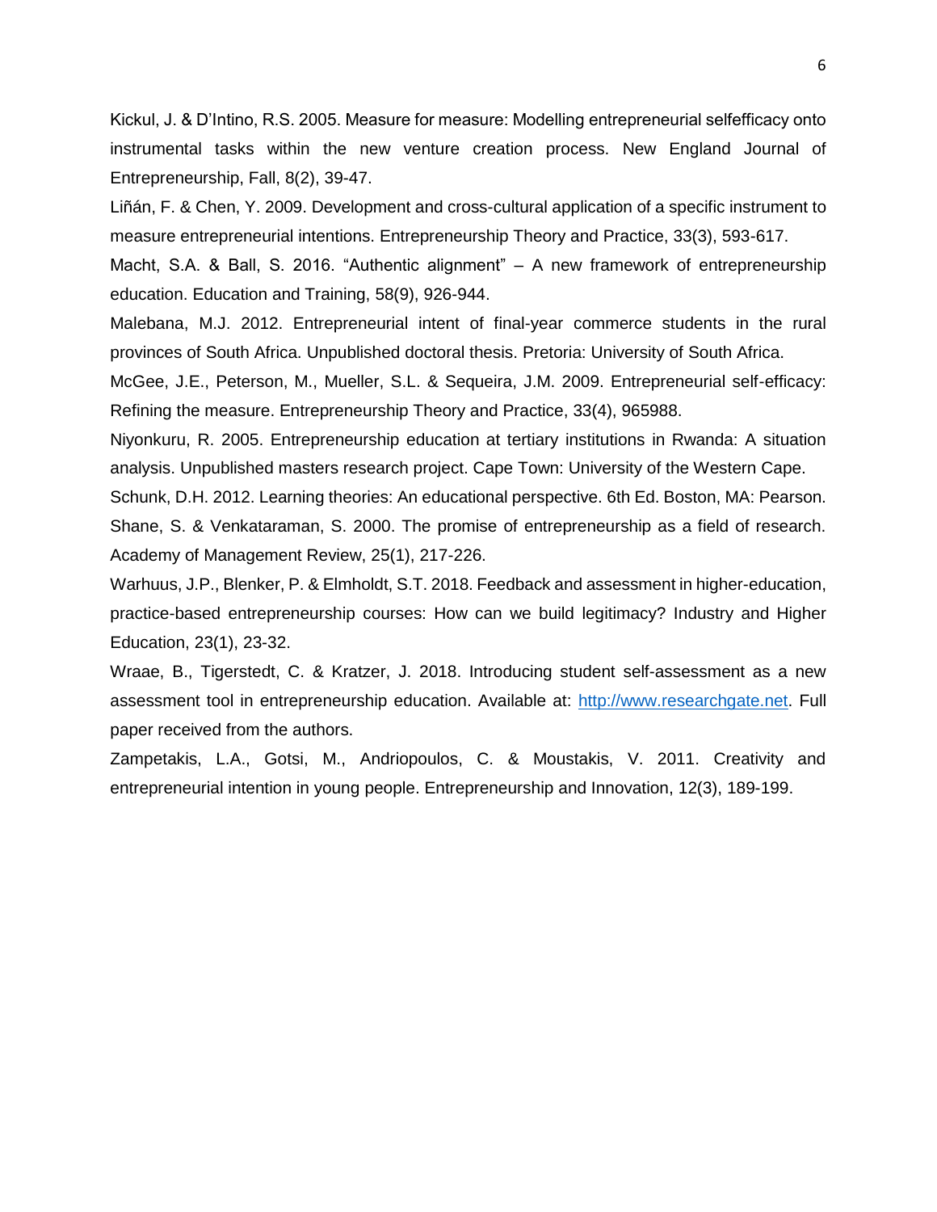Kickul, J. & D'Intino, R.S. 2005. Measure for measure: Modelling entrepreneurial selfefficacy onto instrumental tasks within the new venture creation process. New England Journal of Entrepreneurship, Fall, 8(2), 39-47.

Liñán, F. & Chen, Y. 2009. Development and cross-cultural application of a specific instrument to measure entrepreneurial intentions. Entrepreneurship Theory and Practice, 33(3), 593-617.

Macht, S.A. & Ball, S. 2016. "Authentic alignment" – A new framework of entrepreneurship education. Education and Training, 58(9), 926-944.

Malebana, M.J. 2012. Entrepreneurial intent of final-year commerce students in the rural provinces of South Africa. Unpublished doctoral thesis. Pretoria: University of South Africa.

McGee, J.E., Peterson, M., Mueller, S.L. & Sequeira, J.M. 2009. Entrepreneurial self-efficacy: Refining the measure. Entrepreneurship Theory and Practice, 33(4), 965988.

Niyonkuru, R. 2005. Entrepreneurship education at tertiary institutions in Rwanda: A situation analysis. Unpublished masters research project. Cape Town: University of the Western Cape.

Schunk, D.H. 2012. Learning theories: An educational perspective. 6th Ed. Boston, MA: Pearson.

Shane, S. & Venkataraman, S. 2000. The promise of entrepreneurship as a field of research. Academy of Management Review, 25(1), 217-226.

Warhuus, J.P., Blenker, P. & Elmholdt, S.T. 2018. Feedback and assessment in higher-education, practice-based entrepreneurship courses: How can we build legitimacy? Industry and Higher Education, 23(1), 23-32.

Wraae, B., Tigerstedt, C. & Kratzer, J. 2018. Introducing student self-assessment as a new assessment tool in entrepreneurship education. Available at: http://www.researchgate.net. Full paper received from the authors.

Zampetakis, L.A., Gotsi, M., Andriopoulos, C. & Moustakis, V. 2011. Creativity and entrepreneurial intention in young people. Entrepreneurship and Innovation, 12(3), 189-199.